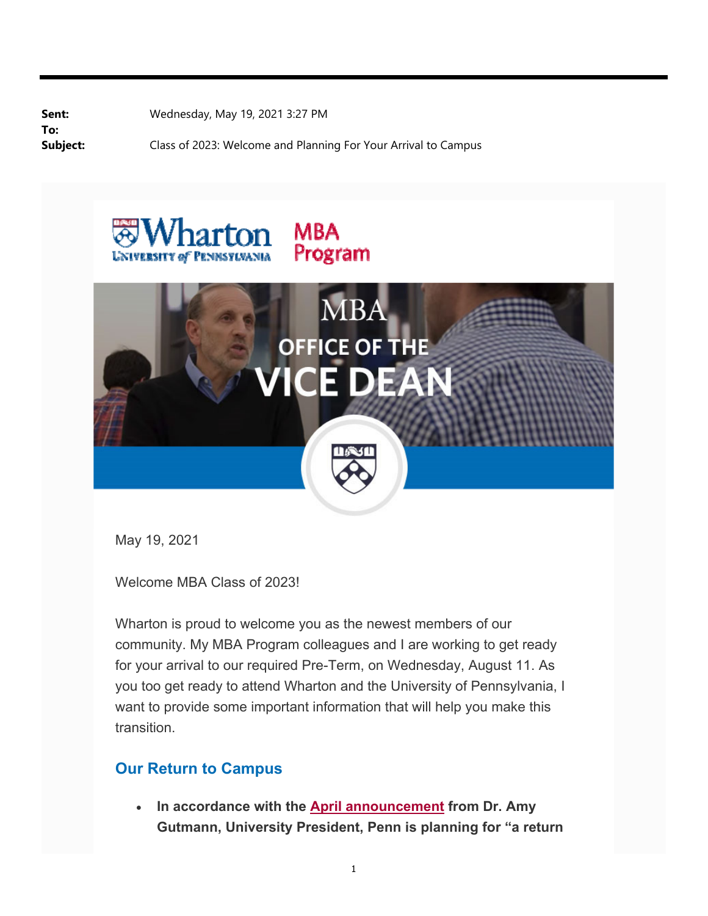**Sent:** Wednesday, May 19, 2021 3:27 PM
**To:**
**Subject:** Class of 2023: Welcome and Planning For Your Arrival to Campus

Wharton University of Pennsylvania MBA Program

MBA OFFICE OF THE VICE DEAN

May 19, 2021

Welcome MBA Class of 2023!

Wharton is proud to welcome you as the newest members of our community. My MBA Program colleagues and I are working to get ready for your arrival to our required Pre-Term, on Wednesday, August 11. As you too get ready to attend Wharton and the University of Pennsylvania, I want to provide some important information that will help you make this transition.

## Our Return to Campus

- **In accordance with the April announcement from Dr. Amy Gutmann, University President, Penn is planning for "a return**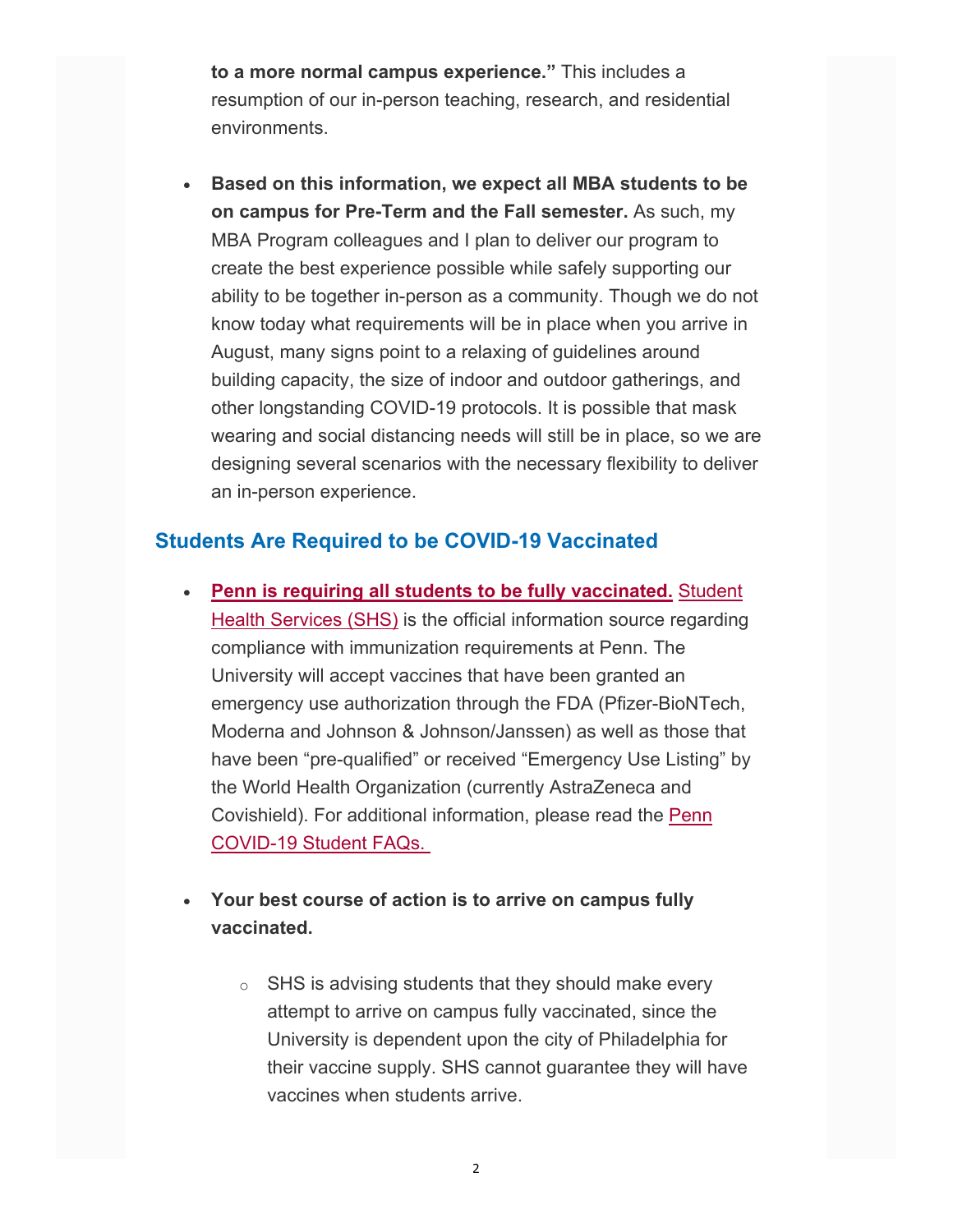**to a more normal campus experience."** This includes a resumption of our in-person teaching, research, and residential environments.

- **Based on this information, we expect all MBA students to be on campus for Pre-Term and the Fall semester.** As such, my MBA Program colleagues and I plan to deliver our program to create the best experience possible while safely supporting our ability to be together in-person as a community. Though we do not know today what requirements will be in place when you arrive in August, many signs point to a relaxing of guidelines around building capacity, the size of indoor and outdoor gatherings, and other longstanding COVID-19 protocols. It is possible that mask wearing and social distancing needs will still be in place, so we are designing several scenarios with the necessary flexibility to deliver an in-person experience.

## Students Are Required to be COVID-19 Vaccinated

- **Penn is requiring all students to be fully vaccinated.** Student Health Services (SHS) is the official information source regarding compliance with immunization requirements at Penn. The University will accept vaccines that have been granted an emergency use authorization through the FDA (Pfizer-BioNTech, Moderna and Johnson & Johnson/Janssen) as well as those that have been "pre-qualified" or received "Emergency Use Listing" by the World Health Organization (currently AstraZeneca and Covishield). For additional information, please read the Penn COVID-19 Student FAQs.

- **Your best course of action is to arrive on campus fully vaccinated.**
  - SHS is advising students that they should make every attempt to arrive on campus fully vaccinated, since the University is dependent upon the city of Philadelphia for their vaccine supply. SHS cannot guarantee they will have vaccines when students arrive.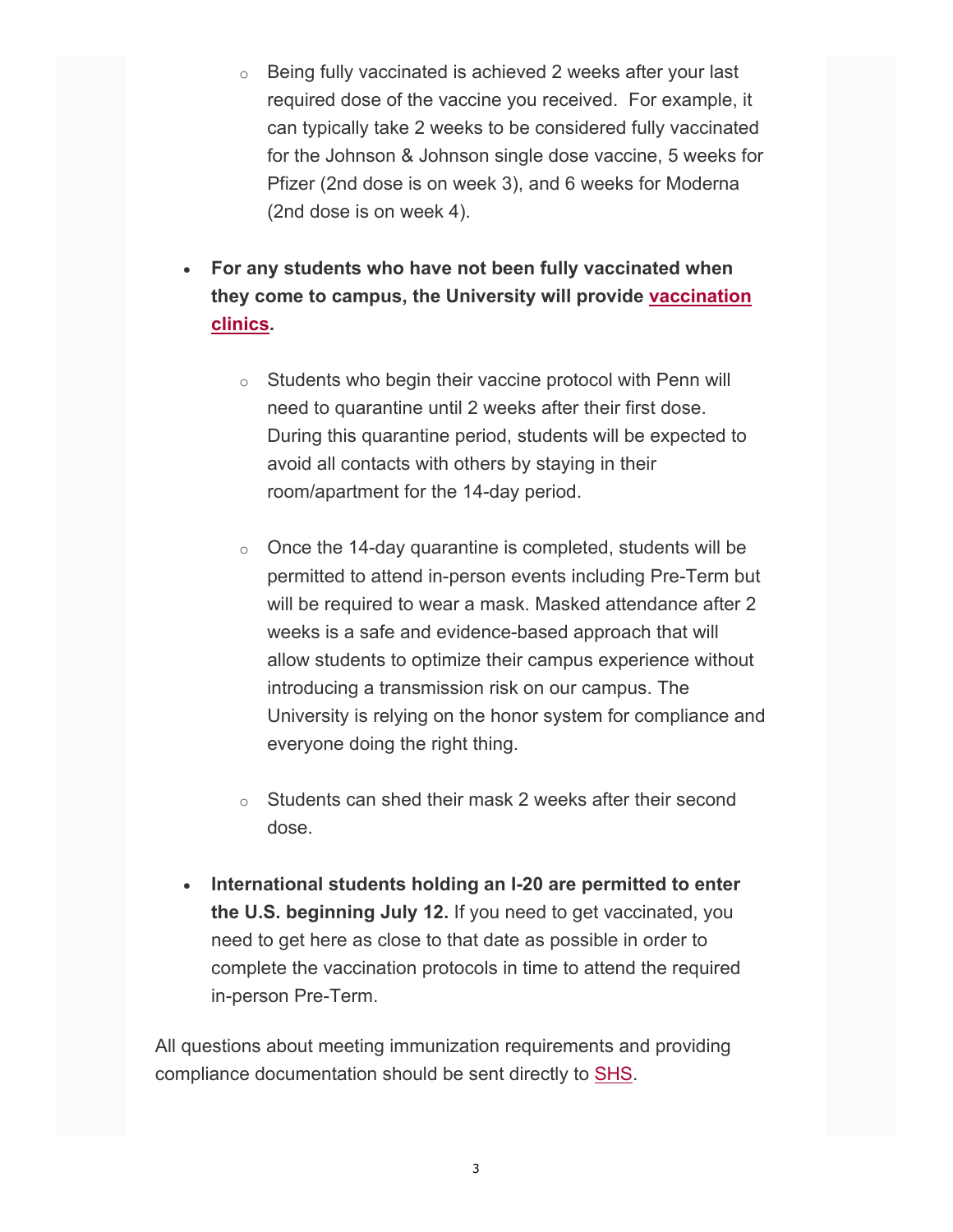- Being fully vaccinated is achieved 2 weeks after your last required dose of the vaccine you received. For example, it can typically take 2 weeks to be considered fully vaccinated for the Johnson & Johnson single dose vaccine, 5 weeks for Pfizer (2nd dose is on week 3), and 6 weeks for Moderna (2nd dose is on week 4).

- **For any students who have not been fully vaccinated when they come to campus, the University will provide vaccination clinics.**

  - Students who begin their vaccine protocol with Penn will need to quarantine until 2 weeks after their first dose. During this quarantine period, students will be expected to avoid all contacts with others by staying in their room/apartment for the 14-day period.

  - Once the 14-day quarantine is completed, students will be permitted to attend in-person events including Pre-Term but will be required to wear a mask. Masked attendance after 2 weeks is a safe and evidence-based approach that will allow students to optimize their campus experience without introducing a transmission risk on our campus. The University is relying on the honor system for compliance and everyone doing the right thing.

  - Students can shed their mask 2 weeks after their second dose.

- **International students holding an I-20 are permitted to enter the U.S. beginning July 12.** If you need to get vaccinated, you need to get here as close to that date as possible in order to complete the vaccination protocols in time to attend the required in-person Pre-Term.

All questions about meeting immunization requirements and providing compliance documentation should be sent directly to SHS.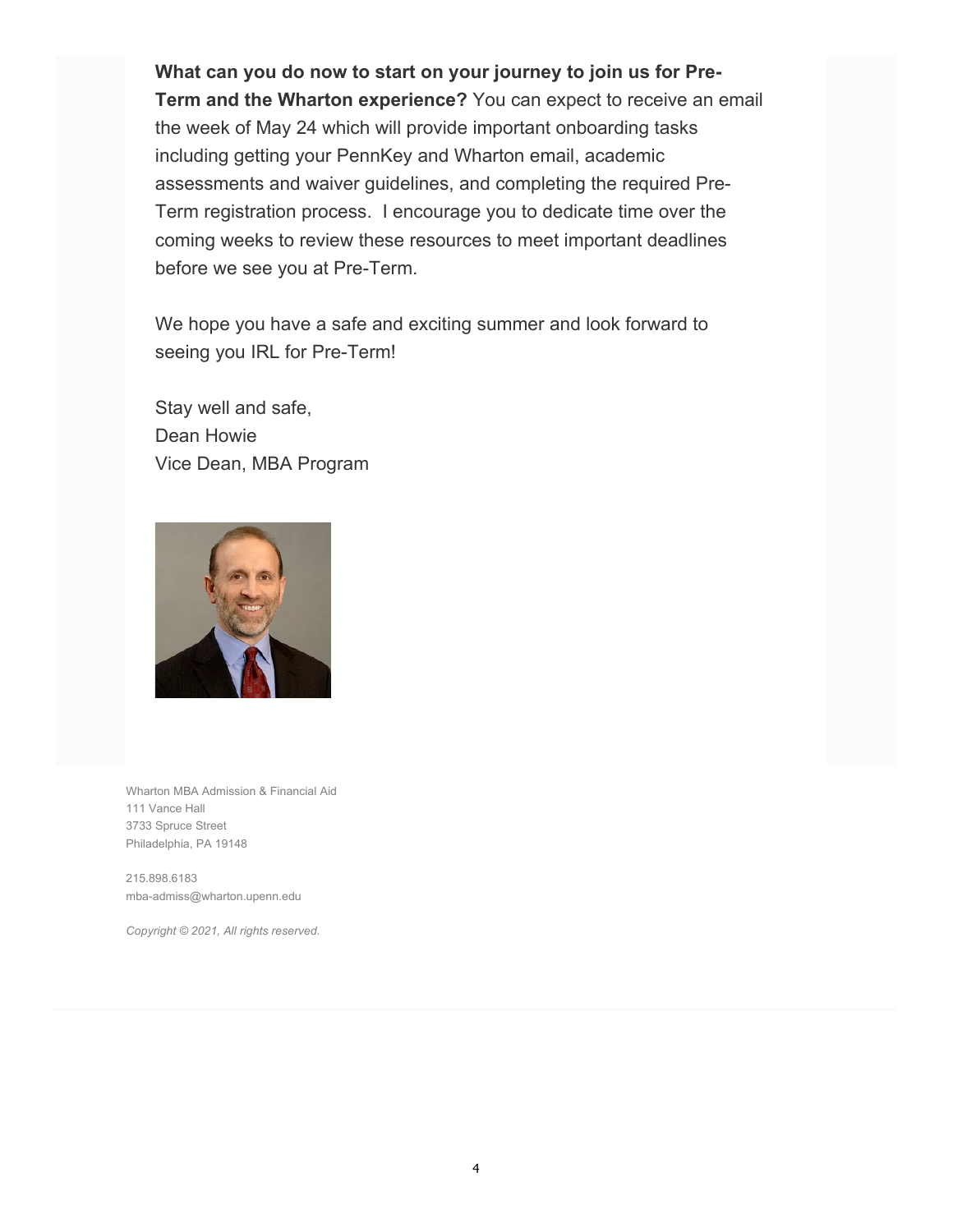**What can you do now to start on your journey to join us for Pre-Term and the Wharton experience?** You can expect to receive an email the week of May 24 which will provide important onboarding tasks including getting your PennKey and Wharton email, academic assessments and waiver guidelines, and completing the required Pre-Term registration process. I encourage you to dedicate time over the coming weeks to review these resources to meet important deadlines before we see you at Pre-Term.

We hope you have a safe and exciting summer and look forward to seeing you IRL for Pre-Term!

Stay well and safe,
Dean Howie
Vice Dean, MBA Program

Wharton MBA Admission & Financial Aid
111 Vance Hall
3733 Spruce Street
Philadelphia, PA 19148

215.898.6183
mba-admiss@wharton.upenn.edu

*Copyright © 2021, All rights reserved.*